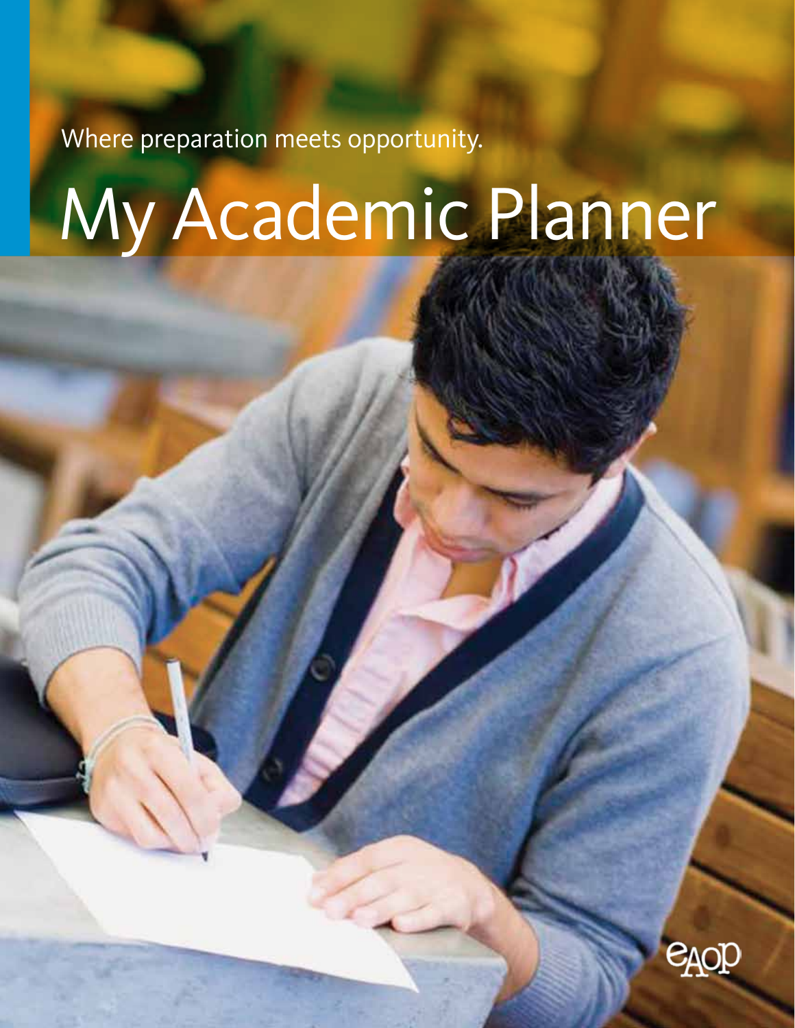Where preparation meets opportunity.

# My Academic Planner

eAOP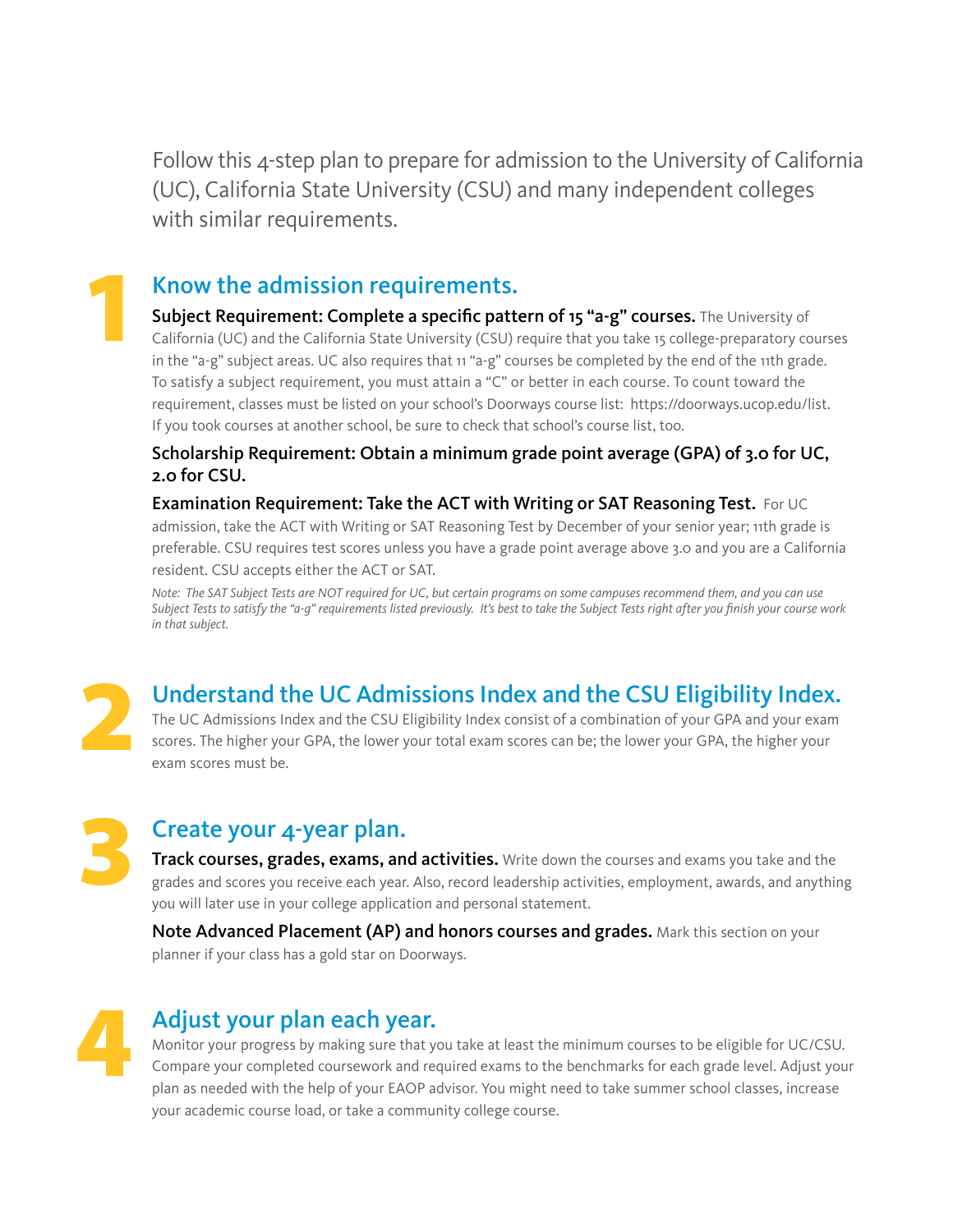Follow this 4-step plan to prepare for admission to the University of California (UC), California State University (CSU) and many independent colleges with similar requirements.

## 1 Know the admission requirements.

**Subject Requirement: Complete a specific pattern of 15 "a-g" courses.** The University of California (UC) and the California State University (CSU) require that you take 15 college-preparatory courses in the "a-g" subject areas. UC also requires that 11 "a-g" courses be completed by the end of the 11th grade. To satisfy a subject requirement, you must attain a "C" or better in each course. To count toward the requirement, classes must be listed on your school's Doorways course list: https://doorways.ucop.edu/list. If you took courses at another school, be sure to check that school's course list, too.

**Scholarship Requirement: Obtain a minimum grade point average (GPA) of 3.0 for UC, 2.0 for CSU.**

**Examination Requirement: Take the ACT with Writing or SAT Reasoning Test.** For UC admission, take the ACT with Writing or SAT Reasoning Test by December of your senior year; 11th grade is preferable. CSU requires test scores unless you have a grade point average above 3.0 and you are a California resident. CSU accepts either the ACT or SAT.

*Note: The SAT Subject Tests are NOT required for UC, but certain programs on some campuses recommend them, and you can use Subject Tests to satisfy the "a-g" requirements listed previously. It's best to take the Subject Tests right after you finish your course work in that subject.*

## 2 Understand the UC Admissions Index and the CSU Eligibility Index.

The UC Admissions Index and the CSU Eligibility Index consist of a combination of your GPA and your exam scores. The higher your GPA, the lower your total exam scores can be; the lower your GPA, the higher your exam scores must be.

## 3 Create your 4-year plan.

**Track courses, grades, exams, and activities.** Write down the courses and exams you take and the grades and scores you receive each year. Also, record leadership activities, employment, awards, and anything you will later use in your college application and personal statement.

**Note Advanced Placement (AP) and honors courses and grades.** Mark this section on your planner if your class has a gold star on Doorways.

## 4 Adjust your plan each year.

Monitor your progress by making sure that you take at least the minimum courses to be eligible for UC/CSU. Compare your completed coursework and required exams to the benchmarks for each grade level. Adjust your plan as needed with the help of your EAOP advisor. You might need to take summer school classes, increase your academic course load, or take a community college course.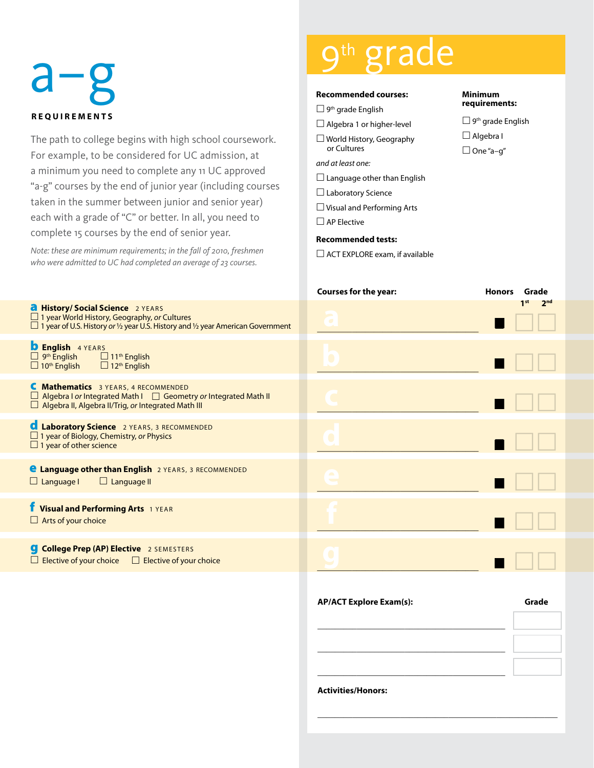# a–g

**REQUIREMENTS**

The path to college begins with high school coursework. For example, to be considered for UC admission, at a minimum you need to complete any 11 UC approved "a-g" courses by the end of junior year (including courses taken in the summer between junior and senior year) each with a grade of "C" or better. In all, you need to complete 15 courses by the end of senior year.

*Note: these are minimum requirements; in the fall of 2010, freshmen who were admitted to UC had completed an average of 23 courses.*

**a History/ Social Science** 2 YEARS
- ☐ 1 year World History, Geography, *or* Cultures
- ☐ 1 year of U.S. History *or* ½ year U.S. History and ½ year American Government

**b English** 4 YEARS
- ☐ 9th English
- ☐ 10th English
- ☐ 11th English
- ☐ 12th English

**c Mathematics** 3 YEARS, 4 RECOMMENDED
- ☐ Algebra I *or* Integrated Math I
- ☐ Geometry *or* Integrated Math II
- ☐ Algebra II, Algebra II/Trig, *or* Integrated Math III

**d Laboratory Science** 2 YEARS, 3 RECOMMENDED
- ☐ 1 year of Biology, Chemistry, *or* Physics
- ☐ 1 year of other science

**e Language other than English** 2 YEARS, 3 RECOMMENDED
- ☐ Language I
- ☐ Language II

**f Visual and Performing Arts** 1 YEAR
- ☐ Arts of your choice

**g College Prep (AP) Elective** 2 SEMESTERS
- ☐ Elective of your choice
- ☐ Elective of your choice

# 9th grade

**Recommended courses:**
- ☐ 9th grade English
- ☐ Algebra 1 or higher-level
- ☐ World History, Geography or Cultures

*and at least one:*
- ☐ Language other than English
- ☐ Laboratory Science
- ☐ Visual and Performing Arts
- ☐ AP Elective

**Recommended tests:**
- ☐ ACT EXPLORE exam, if available

**Minimum requirements:**
- ☐ 9th grade English
- ☐ Algebra I
- ☐ One "a–g"

| Courses for the year: | Honors | Grade 1st | Grade 2nd |
|---|---|---|---|
| a | ■ | | |
| b | ■ | | |
| c | ■ | | |
| d | ■ | | |
| e | ■ | | |
| f | ■ | | |
| g | ■ | | |

| AP/ACT Explore Exam(s): | Grade |
|---|---|
| | |
| | |
| | |

**Activities/Honors:**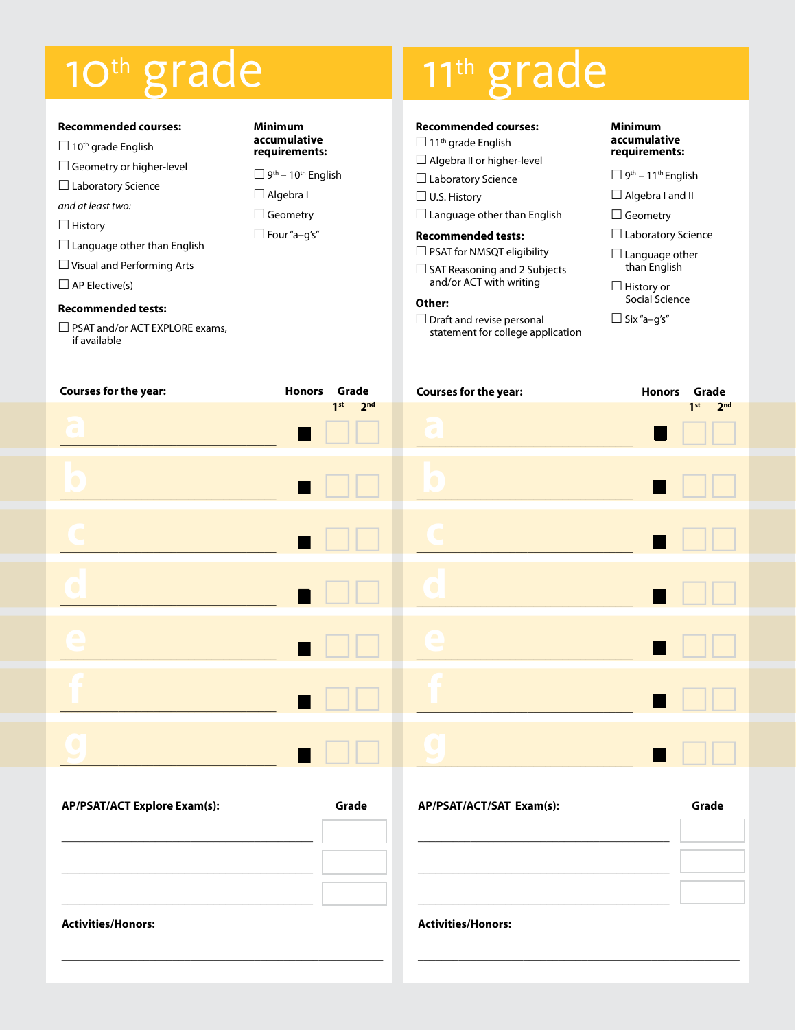# 10th grade

**Recommended courses:**

- ☐ 10th grade English
- ☐ Geometry or higher-level
- ☐ Laboratory Science

*and at least two:*

- ☐ History
- ☐ Language other than English
- ☐ Visual and Performing Arts
- ☐ AP Elective(s)

**Recommended tests:**

- ☐ PSAT and/or ACT EXPLORE exams, if available

**Minimum accumulative requirements:**

- ☐ 9th – 10th English
- ☐ Algebra I
- ☐ Geometry
- ☐ Four "a–g's"

| Courses for the year: | Honors | Grade 1st | Grade 2nd |
|---|---|---|---|
| a | ■ | | |
| b | ■ | | |
| c | ■ | | |
| d | ■ | | |
| e | ■ | | |
| f | ■ | | |
| g | ■ | | |

| AP/PSAT/ACT Explore Exam(s): | Grade |
|---|---|
| | |
| | |
| | |

**Activities/Honors:**

___

# 11th grade

**Recommended courses:**

- ☐ 11th grade English
- ☐ Algebra II or higher-level
- ☐ Laboratory Science
- ☐ U.S. History
- ☐ Language other than English

**Recommended tests:**

- ☐ PSAT for NMSQT eligibility
- ☐ SAT Reasoning and 2 Subjects and/or ACT with writing

**Other:**

- ☐ Draft and revise personal statement for college application

**Minimum accumulative requirements:**

- ☐ 9th – 11th English
- ☐ Algebra I and II
- ☐ Geometry
- ☐ Laboratory Science
- ☐ Language other than English
- ☐ History or Social Science
- ☐ Six "a–g's"

| Courses for the year: | Honors | Grade 1st | Grade 2nd |
|---|---|---|---|
| a | ■ | | |
| b | ■ | | |
| c | ■ | | |
| d | ■ | | |
| e | ■ | | |
| f | ■ | | |
| g | ■ | | |

| AP/PSAT/ACT/SAT Exam(s): | Grade |
|---|---|
| | |
| | |
| | |

**Activities/Honors:**

___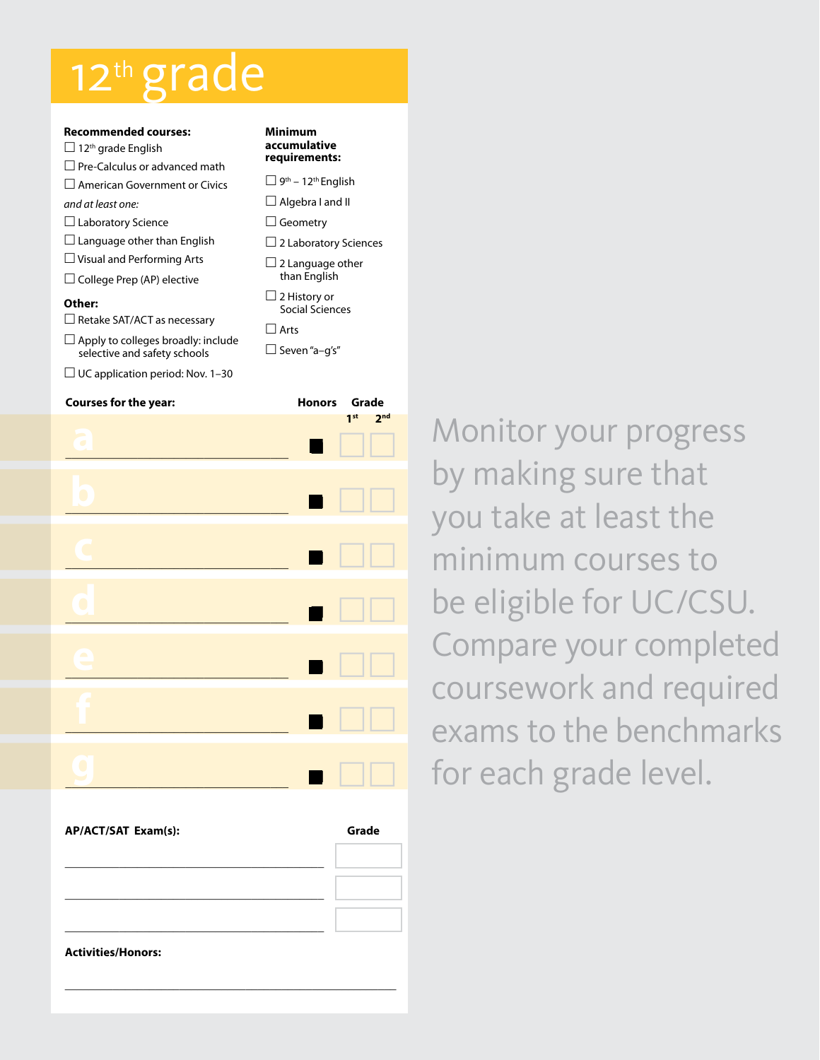# 12th grade

**Recommended courses:**

- ☐ 12th grade English
- ☐ Pre-Calculus or advanced math
- ☐ American Government or Civics

*and at least one:*

- ☐ Laboratory Science
- ☐ Language other than English
- ☐ Visual and Performing Arts
- ☐ College Prep (AP) elective

**Other:**

- ☐ Retake SAT/ACT as necessary
- ☐ Apply to colleges broadly: include selective and safety schools
- ☐ UC application period: Nov. 1–30

**Minimum accumulative requirements:**

- ☐ 9th – 12th English
- ☐ Algebra I and II
- ☐ Geometry
- ☐ 2 Laboratory Sciences
- ☐ 2 Language other than English
- ☐ 2 History or Social Sciences
- ☐ Arts
- ☐ Seven "a–g's"

| Courses for the year: | Honors | Grade 1st | Grade 2nd |
|---|---|---|---|
| a | ■ | | |
| b | ■ | | |
| c | ■ | | |
| d | ■ | | |
| e | ■ | | |
| f | ■ | | |
| g | ■ | | |

| AP/ACT/SAT Exam(s): | Grade |
|---|---|
| | |
| | |
| | |

**Activities/Honors:**

Monitor your progress by making sure that you take at least the minimum courses to be eligible for UC/CSU. Compare your completed coursework and required exams to the benchmarks for each grade level.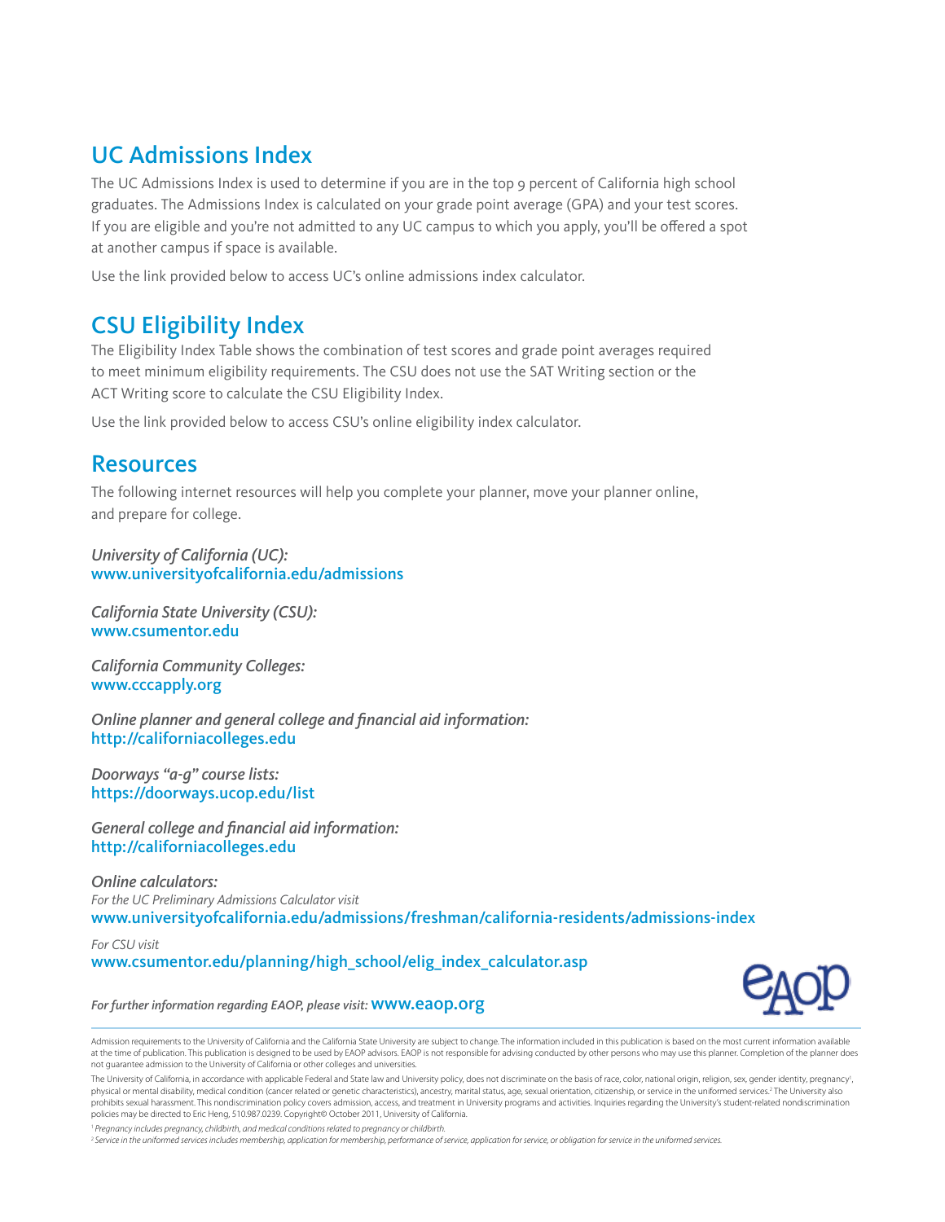## UC Admissions Index

The UC Admissions Index is used to determine if you are in the top 9 percent of California high school graduates. The Admissions Index is calculated on your grade point average (GPA) and your test scores. If you are eligible and you're not admitted to any UC campus to which you apply, you'll be offered a spot at another campus if space is available.

Use the link provided below to access UC's online admissions index calculator.

## CSU Eligibility Index

The Eligibility Index Table shows the combination of test scores and grade point averages required to meet minimum eligibility requirements. The CSU does not use the SAT Writing section or the ACT Writing score to calculate the CSU Eligibility Index.

Use the link provided below to access CSU's online eligibility index calculator.

## Resources

The following internet resources will help you complete your planner, move your planner online, and prepare for college.

*University of California (UC):*
www.universityofcalifornia.edu/admissions

*California State University (CSU):*
www.csumentor.edu

*California Community Colleges:*
www.cccapply.org

*Online planner and general college and financial aid information:*
http://californiacolleges.edu

*Doorways "a-g" course lists:*
https://doorways.ucop.edu/list

*General college and financial aid information:*
http://californiacolleges.edu

*Online calculators:*
*For the UC Preliminary Admissions Calculator visit*
www.universityofcalifornia.edu/admissions/freshman/california-residents/admissions-index

*For CSU visit*
www.csumentor.edu/planning/high_school/elig_index_calculator.asp

*For further information regarding EAOP, please visit:* www.eaop.org

eAOP

Admission requirements to the University of California and the California State University are subject to change. The information included in this publication is based on the most current information available at the time of publication. This publication is designed to be used by EAOP advisors. EAOP is not responsible for advising conducted by other persons who may use this planner. Completion of the planner does not guarantee admission to the University of California or other colleges and universities.

The University of California, in accordance with applicable Federal and State law and University policy, does not discriminate on the basis of race, color, national origin, religion, sex, gender identity, pregnancy[1], physical or mental disability, medical condition (cancer related or genetic characteristics), ancestry, marital status, age, sexual orientation, citizenship, or service in the uniformed services.[2] The University also prohibits sexual harassment. This nondiscrimination policy covers admission, access, and treatment in University programs and activities. Inquiries regarding the University's student-related nondiscrimination policies may be directed to Eric Heng, 510.987.0239. Copyright© October 2011, University of California.

[1] *Pregnancy includes pregnancy, childbirth, and medical conditions related to pregnancy or childbirth.*

[2] *Service in the uniformed services includes membership, application for membership, performance of service, application for service, or obligation for service in the uniformed services.*